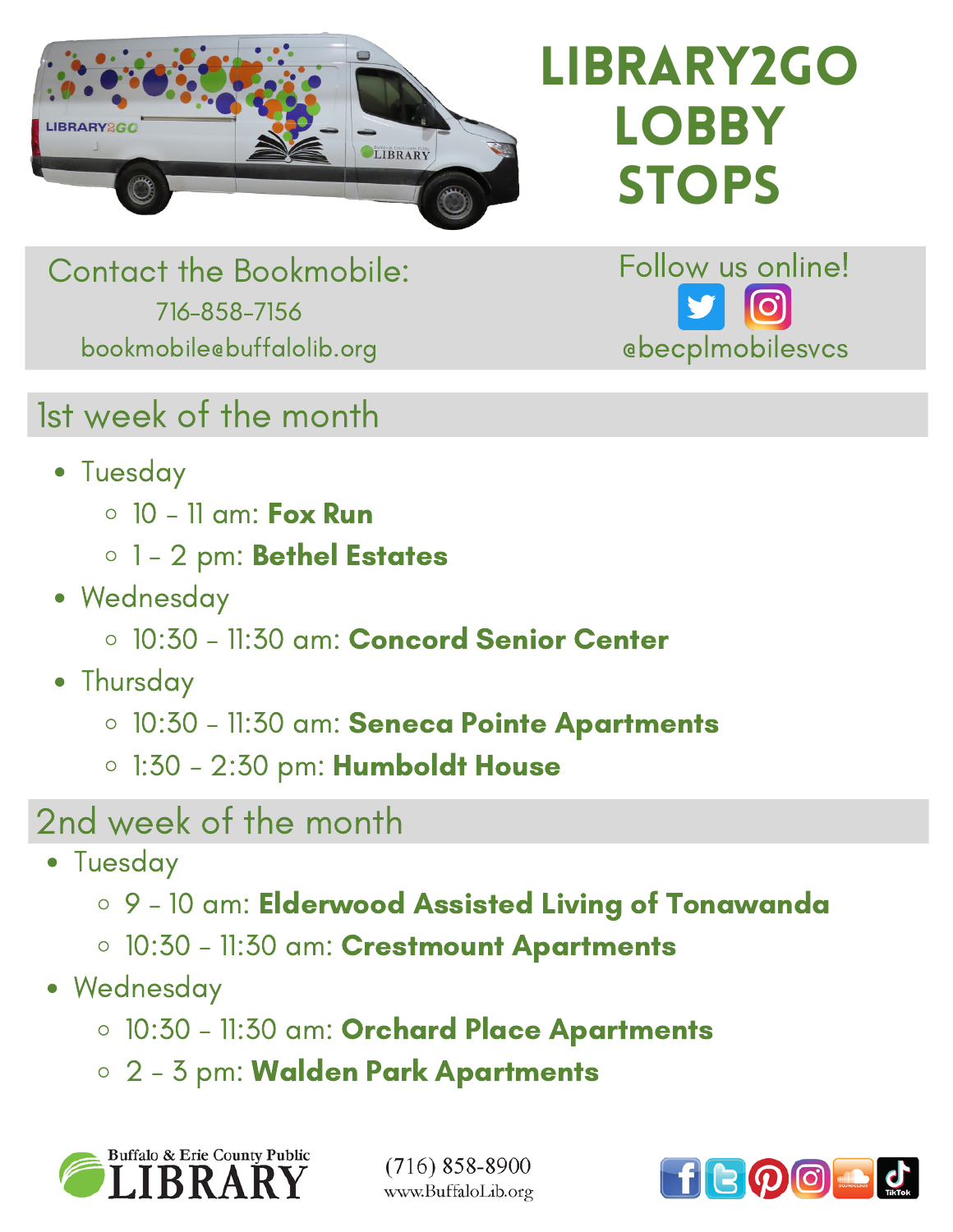# LIBRARY2GO LOBBY STOPS

Contact the Bookmobile:
716-858-7156
bookmobile@buffalolib.org

Follow us online!
@becplmobilesvcs

## 1st week of the month

- Tuesday
  - 10 – 11 am: **Fox Run**
  - 1 – 2 pm: **Bethel Estates**
- Wednesday
  - 10:30 – 11:30 am: **Concord Senior Center**
- Thursday
  - 10:30 – 11:30 am: **Seneca Pointe Apartments**
  - 1:30 – 2:30 pm: **Humboldt House**

## 2nd week of the month

- Tuesday
  - 9 – 10 am: **Elderwood Assisted Living of Tonawanda**
  - 10:30 – 11:30 am: **Crestmount Apartments**
- Wednesday
  - 10:30 – 11:30 am: **Orchard Place Apartments**
  - 2 – 3 pm: **Walden Park Apartments**

Buffalo & Erie County Public LIBRARY

(716) 858-8900
www.BuffaloLib.org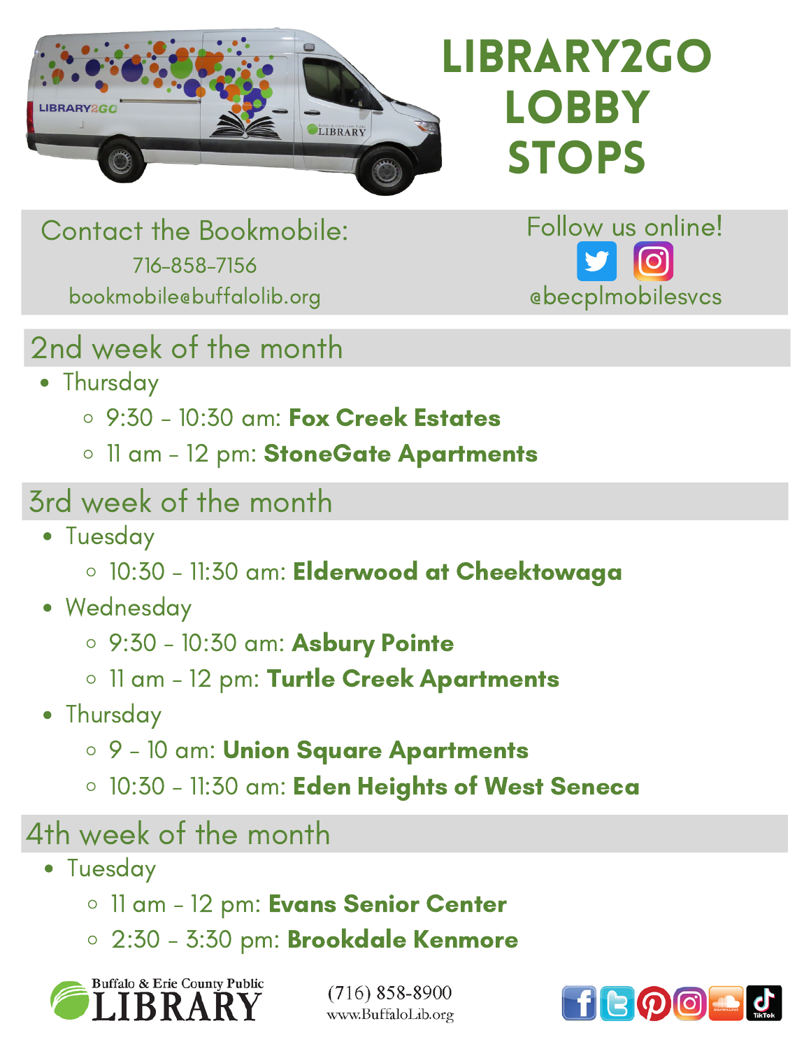# LIBRARY2GO LOBBY STOPS

Contact the Bookmobile:
716-858-7156
bookmobile@buffalolib.org

Follow us online!
@becplmobilesvcs

## 2nd week of the month

- Thursday
  - 9:30 - 10:30 am: **Fox Creek Estates**
  - 11 am - 12 pm: **StoneGate Apartments**

## 3rd week of the month

- Tuesday
  - 10:30 - 11:30 am: **Elderwood at Cheektowaga**
- Wednesday
  - 9:30 - 10:30 am: **Asbury Pointe**
  - 11 am - 12 pm: **Turtle Creek Apartments**
- Thursday
  - 9 - 10 am: **Union Square Apartments**
  - 10:30 - 11:30 am: **Eden Heights of West Seneca**

## 4th week of the month

- Tuesday
  - 11 am - 12 pm: **Evans Senior Center**
  - 2:30 - 3:30 pm: **Brookdale Kenmore**

Buffalo & Erie County Public LIBRARY

(716) 858-8900
www.BuffaloLib.org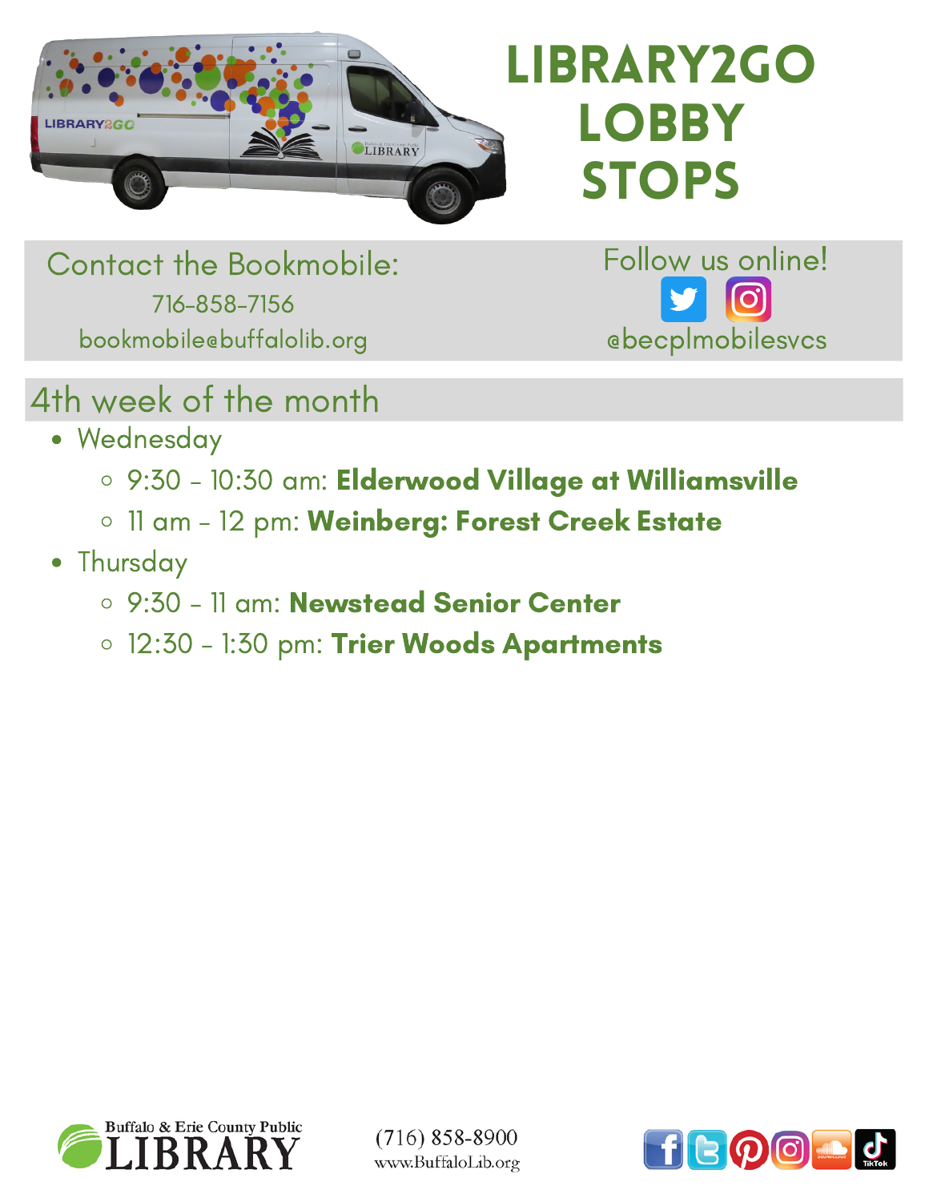# LIBRARY2GO LOBBY STOPS

Contact the Bookmobile:

716-858-7156

bookmobile@buffalolib.org

Follow us online!

@becplmobilesvcs

## 4th week of the month

- Wednesday
  - 9:30 - 10:30 am: **Elderwood Village at Williamsville**
  - 11 am - 12 pm: **Weinberg: Forest Creek Estate**
- Thursday
  - 9:30 - 11 am: **Newstead Senior Center**
  - 12:30 - 1:30 pm: **Trier Woods Apartments**

Buffalo & Erie County Public LIBRARY

(716) 858-8900

www.BuffaloLib.org